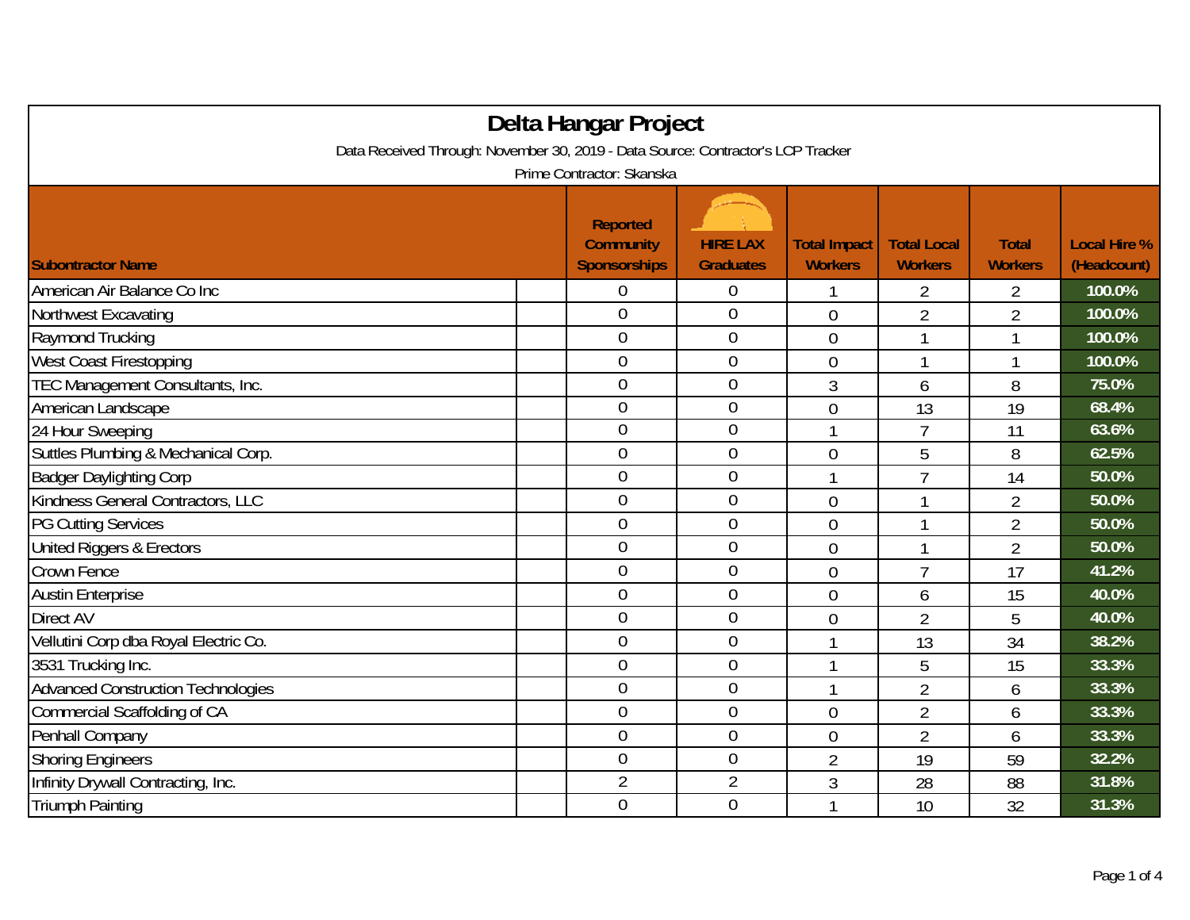# Delta Hangar Project

Data Received Through: November 30, 2019 - Data Source: Contractor's LCP Tracker

Prime Contractor: Skanska

| Subontractor Name | Reported Community Sponsorships | HIRE LAX Graduates | Total Impact Workers | Total Local Workers | Total Workers | Local Hire % (Headcount) |
|---|---|---|---|---|---|---|
| American Air Balance Co Inc | 0 | 0 | 1 | 2 | 2 | 100.0% |
| Northwest Excavating | 0 | 0 | 0 | 2 | 2 | 100.0% |
| Raymond Trucking | 0 | 0 | 0 | 1 | 1 | 100.0% |
| West Coast Firestopping | 0 | 0 | 0 | 1 | 1 | 100.0% |
| TEC Management Consultants, Inc. | 0 | 0 | 3 | 6 | 8 | 75.0% |
| American Landscape | 0 | 0 | 0 | 13 | 19 | 68.4% |
| 24 Hour Sweeping | 0 | 0 | 1 | 7 | 11 | 63.6% |
| Suttles Plumbing & Mechanical Corp. | 0 | 0 | 0 | 5 | 8 | 62.5% |
| Badger Daylighting Corp | 0 | 0 | 1 | 7 | 14 | 50.0% |
| Kindness General Contractors, LLC | 0 | 0 | 0 | 1 | 2 | 50.0% |
| PG Cutting Services | 0 | 0 | 0 | 1 | 2 | 50.0% |
| United Riggers & Erectors | 0 | 0 | 0 | 1 | 2 | 50.0% |
| Crown Fence | 0 | 0 | 0 | 7 | 17 | 41.2% |
| Austin Enterprise | 0 | 0 | 0 | 6 | 15 | 40.0% |
| Direct AV | 0 | 0 | 0 | 2 | 5 | 40.0% |
| Vellutini Corp dba Royal Electric Co. | 0 | 0 | 1 | 13 | 34 | 38.2% |
| 3531 Trucking Inc. | 0 | 0 | 1 | 5 | 15 | 33.3% |
| Advanced Construction Technologies | 0 | 0 | 1 | 2 | 6 | 33.3% |
| Commercial Scaffolding of CA | 0 | 0 | 0 | 2 | 6 | 33.3% |
| Penhall Company | 0 | 0 | 0 | 2 | 6 | 33.3% |
| Shoring Engineers | 0 | 0 | 2 | 19 | 59 | 32.2% |
| Infinity Drywall Contracting, Inc. | 2 | 2 | 3 | 28 | 88 | 31.8% |
| Triumph Painting | 0 | 0 | 1 | 10 | 32 | 31.3% |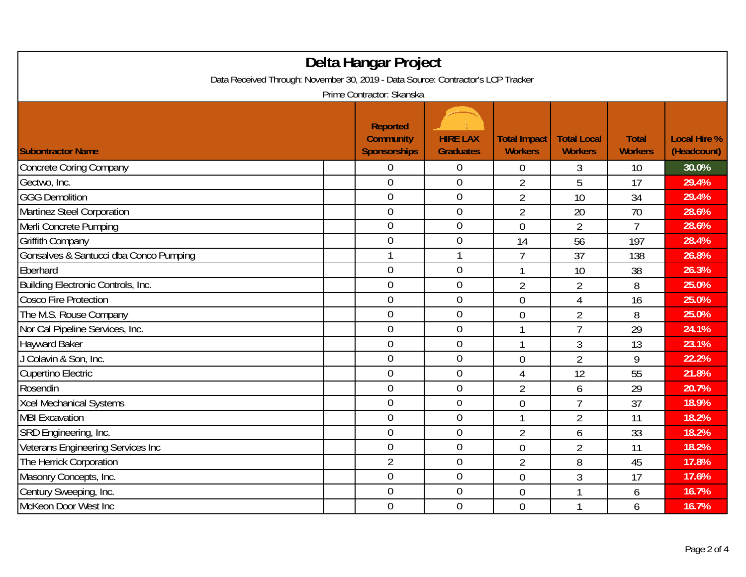# Delta Hangar Project

Data Received Through: November 30, 2019 - Data Source: Contractor's LCP Tracker

Prime Contractor: Skanska

| Subontractor Name | | Reported Community Sponsorships | HIRE LAX Graduates | Total Impact Workers | Total Local Workers | Total Workers | Local Hire % (Headcount) |
|---|---|---|---|---|---|---|---|
| Concrete Coring Company | | 0 | 0 | 0 | 3 | 10 | 30.0% |
| Gectwo, Inc. | | 0 | 0 | 2 | 5 | 17 | 29.4% |
| GGG Demolition | | 0 | 0 | 2 | 10 | 34 | 29.4% |
| Martinez Steel Corporation | | 0 | 0 | 2 | 20 | 70 | 28.6% |
| Merli Concrete Pumping | | 0 | 0 | 0 | 2 | 7 | 28.6% |
| Griffith Company | | 0 | 0 | 14 | 56 | 197 | 28.4% |
| Gonsalves & Santucci dba Conco Pumping | | 1 | 1 | 7 | 37 | 138 | 26.8% |
| Eberhard | | 0 | 0 | 1 | 10 | 38 | 26.3% |
| Building Electronic Controls, Inc. | | 0 | 0 | 2 | 2 | 8 | 25.0% |
| Cosco Fire Protection | | 0 | 0 | 0 | 4 | 16 | 25.0% |
| The M.S. Rouse Company | | 0 | 0 | 0 | 2 | 8 | 25.0% |
| Nor Cal Pipeline Services, Inc. | | 0 | 0 | 1 | 7 | 29 | 24.1% |
| Hayward Baker | | 0 | 0 | 1 | 3 | 13 | 23.1% |
| J Colavin & Son, Inc. | | 0 | 0 | 0 | 2 | 9 | 22.2% |
| Cupertino Electric | | 0 | 0 | 4 | 12 | 55 | 21.8% |
| Rosendin | | 0 | 0 | 2 | 6 | 29 | 20.7% |
| Xcel Mechanical Systems | | 0 | 0 | 0 | 7 | 37 | 18.9% |
| MBI Excavation | | 0 | 0 | 1 | 2 | 11 | 18.2% |
| SRD Engineering, Inc. | | 0 | 0 | 2 | 6 | 33 | 18.2% |
| Veterans Engineering Services Inc | | 0 | 0 | 0 | 2 | 11 | 18.2% |
| The Herrick Corporation | | 2 | 0 | 2 | 8 | 45 | 17.8% |
| Masonry Concepts, Inc. | | 0 | 0 | 0 | 3 | 17 | 17.6% |
| Century Sweeping, Inc. | | 0 | 0 | 0 | 1 | 6 | 16.7% |
| McKeon Door West Inc | | 0 | 0 | 0 | 1 | 6 | 16.7% |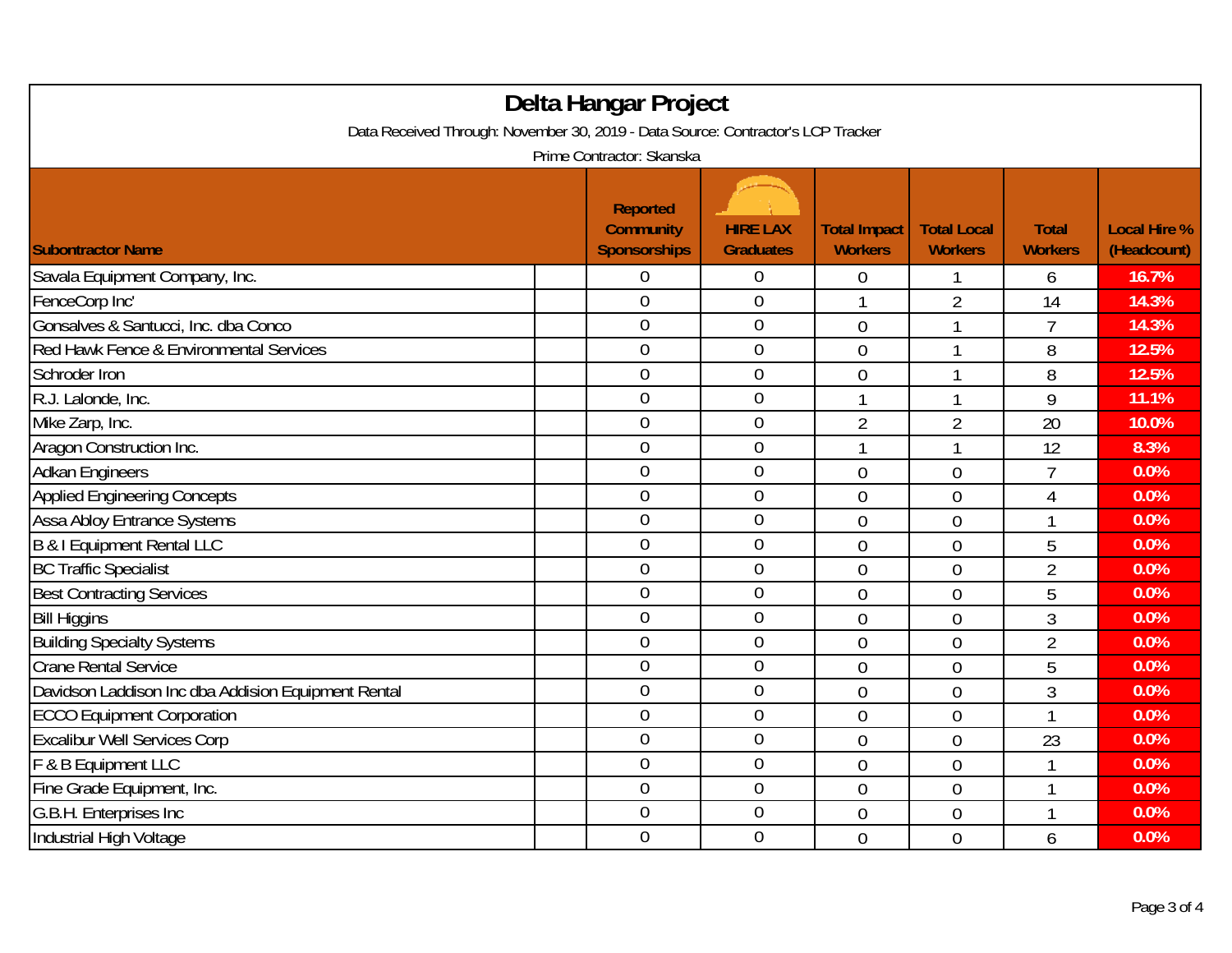# Delta Hangar Project

Data Received Through: November 30, 2019 - Data Source: Contractor's LCP Tracker

Prime Contractor: Skanska

| Subcontractor Name | Reported Community Sponsorships | HIRE LAX Graduates | Total Impact Workers | Total Local Workers | Total Workers | Local Hire % (Headcount) |
|---|---|---|---|---|---|---|
| Savala Equipment Company, Inc. | 0 | 0 | 0 | 1 | 6 | 16.7% |
| FenceCorp Inc' | 0 | 0 | 1 | 2 | 14 | 14.3% |
| Gonsalves & Santucci, Inc. dba Conco | 0 | 0 | 0 | 1 | 7 | 14.3% |
| Red Hawk Fence & Environmental Services | 0 | 0 | 0 | 1 | 8 | 12.5% |
| Schroder Iron | 0 | 0 | 0 | 1 | 8 | 12.5% |
| R.J. Lalonde, Inc. | 0 | 0 | 1 | 1 | 9 | 11.1% |
| Mike Zarp, Inc. | 0 | 0 | 2 | 2 | 20 | 10.0% |
| Aragon Construction Inc. | 0 | 0 | 1 | 1 | 12 | 8.3% |
| Adkan Engineers | 0 | 0 | 0 | 0 | 7 | 0.0% |
| Applied Engineering Concepts | 0 | 0 | 0 | 0 | 4 | 0.0% |
| Assa Abloy Entrance Systems | 0 | 0 | 0 | 0 | 1 | 0.0% |
| B & I Equipment Rental LLC | 0 | 0 | 0 | 0 | 5 | 0.0% |
| BC Traffic Specialist | 0 | 0 | 0 | 0 | 2 | 0.0% |
| Best Contracting Services | 0 | 0 | 0 | 0 | 5 | 0.0% |
| Bill Higgins | 0 | 0 | 0 | 0 | 3 | 0.0% |
| Building Specialty Systems | 0 | 0 | 0 | 0 | 2 | 0.0% |
| Crane Rental Service | 0 | 0 | 0 | 0 | 5 | 0.0% |
| Davidson Laddison Inc dba Addision Equipment Rental | 0 | 0 | 0 | 0 | 3 | 0.0% |
| ECCO Equipment Corporation | 0 | 0 | 0 | 0 | 1 | 0.0% |
| Excalibur Well Services Corp | 0 | 0 | 0 | 0 | 23 | 0.0% |
| F & B Equipment LLC | 0 | 0 | 0 | 0 | 1 | 0.0% |
| Fine Grade Equipment, Inc. | 0 | 0 | 0 | 0 | 1 | 0.0% |
| G.B.H. Enterprises Inc | 0 | 0 | 0 | 0 | 1 | 0.0% |
| Industrial High Voltage | 0 | 0 | 0 | 0 | 6 | 0.0% |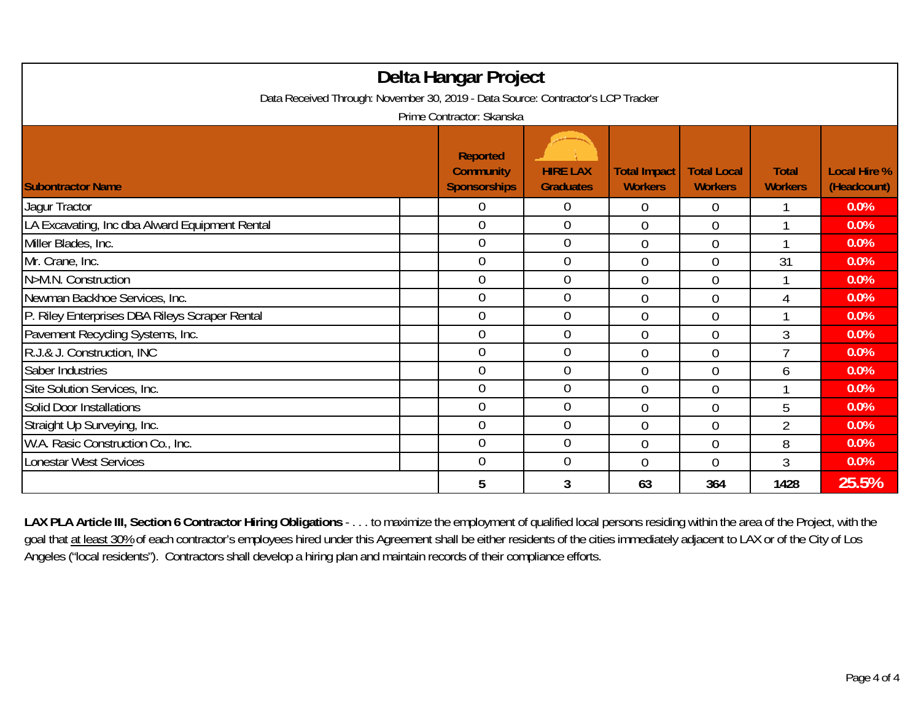# Delta Hangar Project

Data Received Through: November 30, 2019 - Data Source: Contractor's LCP Tracker

Prime Contractor: Skanska

| Subontractor Name | Reported Community Sponsorships | HIRE LAX Graduates | Total Impact Workers | Total Local Workers | Total Workers | Local Hire % (Headcount) |
|---|---|---|---|---|---|---|
| Jagur Tractor | 0 | 0 | 0 | 0 | 1 | 0.0% |
| LA Excavating, Inc dba Alward Equipment Rental | 0 | 0 | 0 | 0 | 1 | 0.0% |
| Miller Blades, Inc. | 0 | 0 | 0 | 0 | 1 | 0.0% |
| Mr. Crane, Inc. | 0 | 0 | 0 | 0 | 31 | 0.0% |
| N>M.N. Construction | 0 | 0 | 0 | 0 | 1 | 0.0% |
| Newman Backhoe Services, Inc. | 0 | 0 | 0 | 0 | 4 | 0.0% |
| P. Riley Enterprises DBA Rileys Scraper Rental | 0 | 0 | 0 | 0 | 1 | 0.0% |
| Pavement Recycling Systems, Inc. | 0 | 0 | 0 | 0 | 3 | 0.0% |
| R.J.& J. Construction, INC | 0 | 0 | 0 | 0 | 7 | 0.0% |
| Saber Industries | 0 | 0 | 0 | 0 | 6 | 0.0% |
| Site Solution Services, Inc. | 0 | 0 | 0 | 0 | 1 | 0.0% |
| Solid Door Installations | 0 | 0 | 0 | 0 | 5 | 0.0% |
| Straight Up Surveying, Inc. | 0 | 0 | 0 | 0 | 2 | 0.0% |
| W.A. Rasic Construction Co., Inc. | 0 | 0 | 0 | 0 | 8 | 0.0% |
| Lonestar West Services | 0 | 0 | 0 | 0 | 3 | 0.0% |
| | **5** | **3** | **63** | **364** | **1428** | **25.5%** |

**LAX PLA Article III, Section 6 Contractor Hiring Obligations** - . . . to maximize the employment of qualified local persons residing within the area of the Project, with the goal that at least 30% of each contractor's employees hired under this Agreement shall be either residents of the cities immediately adjacent to LAX or of the City of Los Angeles ("local residents"). Contractors shall develop a hiring plan and maintain records of their compliance efforts.